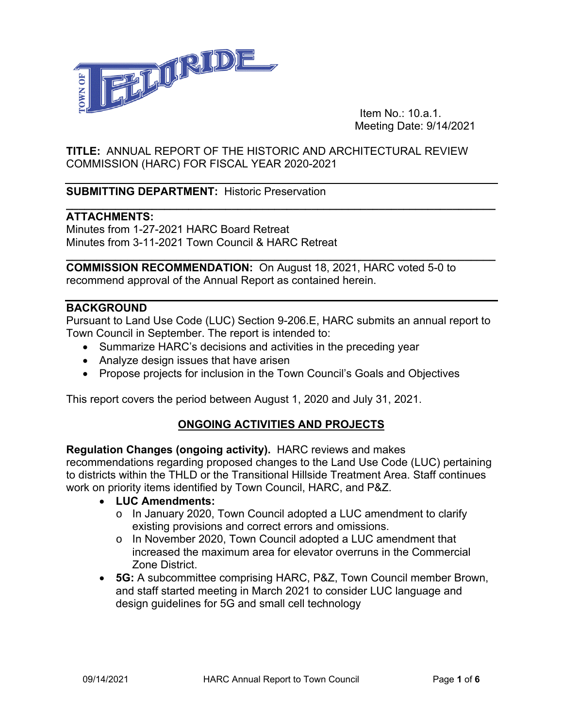Item No.: 10.a.1.
Meeting Date: 9/14/2021

**TITLE:** ANNUAL REPORT OF THE HISTORIC AND ARCHITECTURAL REVIEW COMMISSION (HARC) FOR FISCAL YEAR 2020-2021

---

**SUBMITTING DEPARTMENT:** Historic Preservation

---

**ATTACHMENTS:**
Minutes from 1-27-2021 HARC Board Retreat
Minutes from 3-11-2021 Town Council & HARC Retreat

---

**COMMISSION RECOMMENDATION:** On August 18, 2021, HARC voted 5-0 to recommend approval of the Annual Report as contained herein.

---

**BACKGROUND**
Pursuant to Land Use Code (LUC) Section 9-206.E, HARC submits an annual report to Town Council in September. The report is intended to:

- Summarize HARC's decisions and activities in the preceding year
- Analyze design issues that have arisen
- Propose projects for inclusion in the Town Council's Goals and Objectives

This report covers the period between August 1, 2020 and July 31, 2021.

## ONGOING ACTIVITIES AND PROJECTS

**Regulation Changes (ongoing activity).** HARC reviews and makes recommendations regarding proposed changes to the Land Use Code (LUC) pertaining to districts within the THLD or the Transitional Hillside Treatment Area. Staff continues work on priority items identified by Town Council, HARC, and P&Z.

- **LUC Amendments:**
  - In January 2020, Town Council adopted a LUC amendment to clarify existing provisions and correct errors and omissions.
  - In November 2020, Town Council adopted a LUC amendment that increased the maximum area for elevator overruns in the Commercial Zone District.
- **5G:** A subcommittee comprising HARC, P&Z, Town Council member Brown, and staff started meeting in March 2021 to consider LUC language and design guidelines for 5G and small cell technology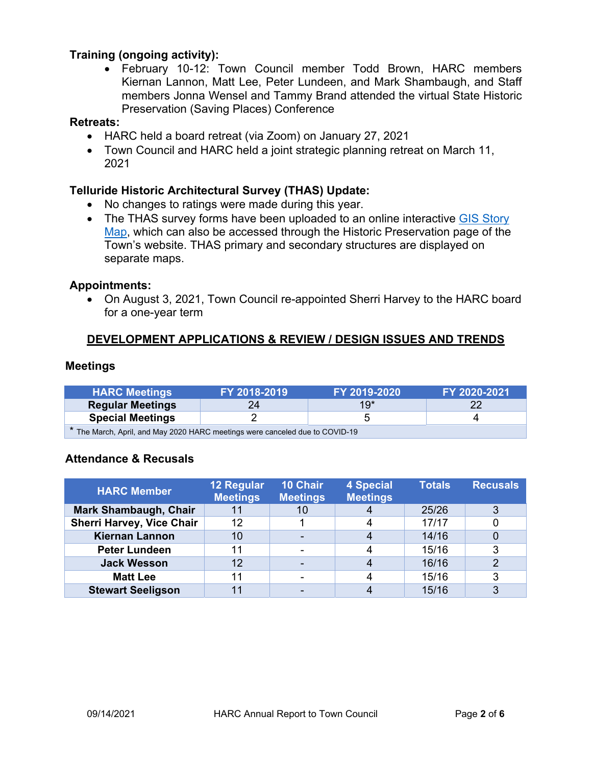**Training (ongoing activity):**

- February 10-12: Town Council member Todd Brown, HARC members Kiernan Lannon, Matt Lee, Peter Lundeen, and Mark Shambaugh, and Staff members Jonna Wensel and Tammy Brand attended the virtual State Historic Preservation (Saving Places) Conference

**Retreats:**

- HARC held a board retreat (via Zoom) on January 27, 2021
- Town Council and HARC held a joint strategic planning retreat on March 11, 2021

**Telluride Historic Architectural Survey (THAS) Update:**

- No changes to ratings were made during this year.
- The THAS survey forms have been uploaded to an online interactive GIS Story Map, which can also be accessed through the Historic Preservation page of the Town's website. THAS primary and secondary structures are displayed on separate maps.

**Appointments:**

- On August 3, 2021, Town Council re-appointed Sherri Harvey to the HARC board for a one-year term

## DEVELOPMENT APPLICATIONS & REVIEW / DESIGN ISSUES AND TRENDS

### Meetings

| HARC Meetings | FY 2018-2019 | FY 2019-2020 | FY 2020-2021 |
|---|---|---|---|
| Regular Meetings | 24 | 19* | 22 |
| Special Meetings | 2 | 5 | 4 |
| * The March, April, and May 2020 HARC meetings were canceled due to COVID-19 | | | |

### Attendance & Recusals

| HARC Member | 12 Regular Meetings | 10 Chair Meetings | 4 Special Meetings | Totals | Recusals |
|---|---|---|---|---|---|
| Mark Shambaugh, Chair | 11 | 10 | 4 | 25/26 | 3 |
| Sherri Harvey, Vice Chair | 12 | 1 | 4 | 17/17 | 0 |
| Kiernan Lannon | 10 | - | 4 | 14/16 | 0 |
| Peter Lundeen | 11 | - | 4 | 15/16 | 3 |
| Jack Wesson | 12 | - | 4 | 16/16 | 2 |
| Matt Lee | 11 | - | 4 | 15/16 | 3 |
| Stewart Seeligson | 11 | - | 4 | 15/16 | 3 |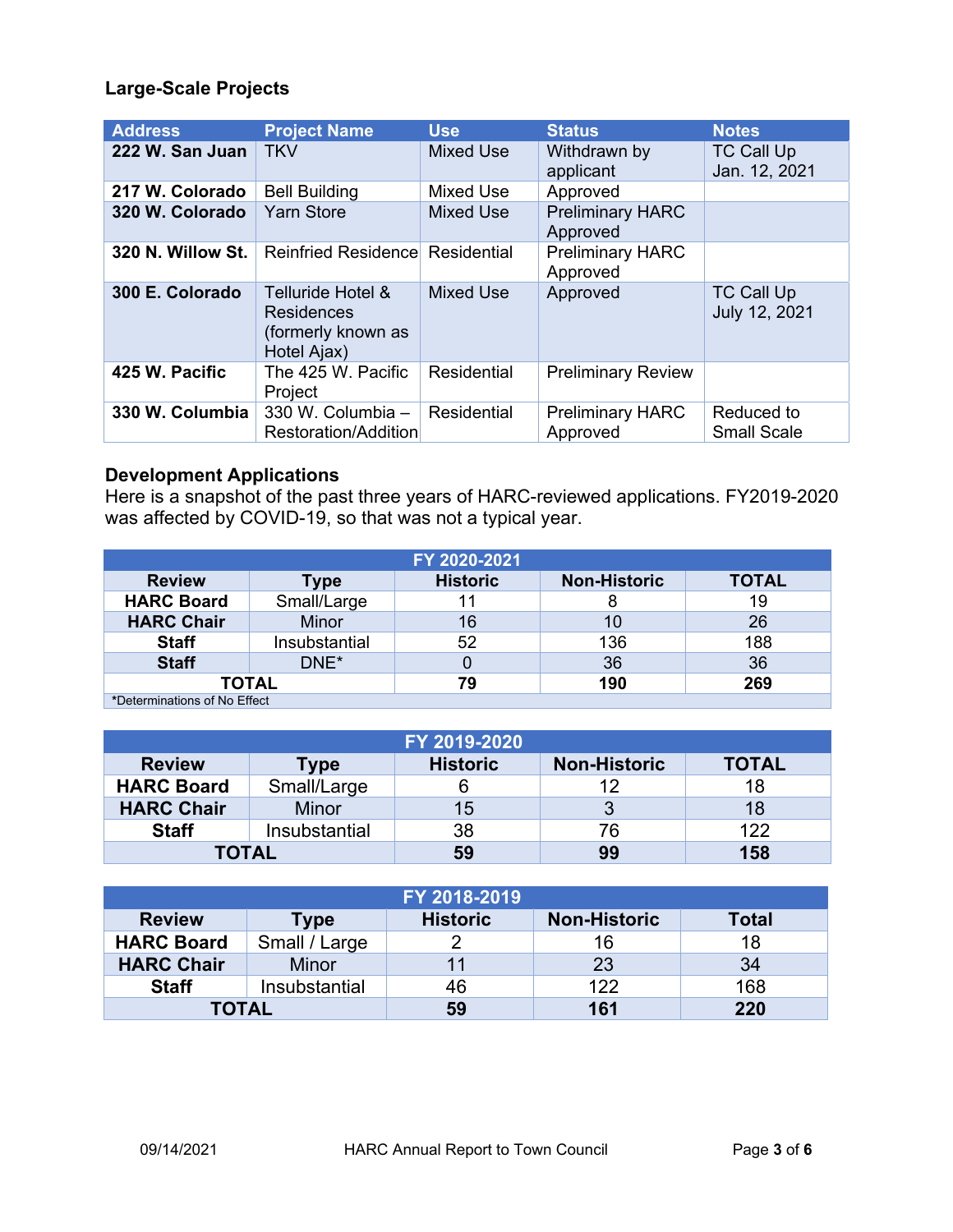## Large-Scale Projects

| Address | Project Name | Use | Status | Notes |
|---|---|---|---|---|
| **222 W. San Juan** | TKV | Mixed Use | Withdrawn by applicant | TC Call Up Jan. 12, 2021 |
| **217 W. Colorado** | Bell Building | Mixed Use | Approved | |
| **320 W. Colorado** | Yarn Store | Mixed Use | Preliminary HARC Approved | |
| **320 N. Willow St.** | Reinfried Residence | Residential | Preliminary HARC Approved | |
| **300 E. Colorado** | Telluride Hotel & Residences (formerly known as Hotel Ajax) | Mixed Use | Approved | TC Call Up July 12, 2021 |
| **425 W. Pacific** | The 425 W. Pacific Project | Residential | Preliminary Review | |
| **330 W. Columbia** | 330 W. Columbia – Restoration/Addition | Residential | Preliminary HARC Approved | Reduced to Small Scale |

## Development Applications

Here is a snapshot of the past three years of HARC-reviewed applications. FY2019-2020 was affected by COVID-19, so that was not a typical year.

| FY 2020-2021 | | | | |
|---|---|---|---|---|
| **Review** | **Type** | **Historic** | **Non-Historic** | **TOTAL** |
| **HARC Board** | Small/Large | 11 | 8 | 19 |
| **HARC Chair** | Minor | 16 | 10 | 26 |
| **Staff** | Insubstantial | 52 | 136 | 188 |
| **Staff** | DNE* | 0 | 36 | 36 |
| **TOTAL** | | **79** | **190** | **269** |

*Determinations of No Effect

| FY 2019-2020 | | | | |
|---|---|---|---|---|
| **Review** | **Type** | **Historic** | **Non-Historic** | **TOTAL** |
| **HARC Board** | Small/Large | 6 | 12 | 18 |
| **HARC Chair** | Minor | 15 | 3 | 18 |
| **Staff** | Insubstantial | 38 | 76 | 122 |
| **TOTAL** | | **59** | **99** | **158** |

| FY 2018-2019 | | | | |
|---|---|---|---|---|
| **Review** | **Type** | **Historic** | **Non-Historic** | **Total** |
| **HARC Board** | Small / Large | 2 | 16 | 18 |
| **HARC Chair** | Minor | 11 | 23 | 34 |
| **Staff** | Insubstantial | 46 | 122 | 168 |
| **TOTAL** | | **59** | **161** | **220** |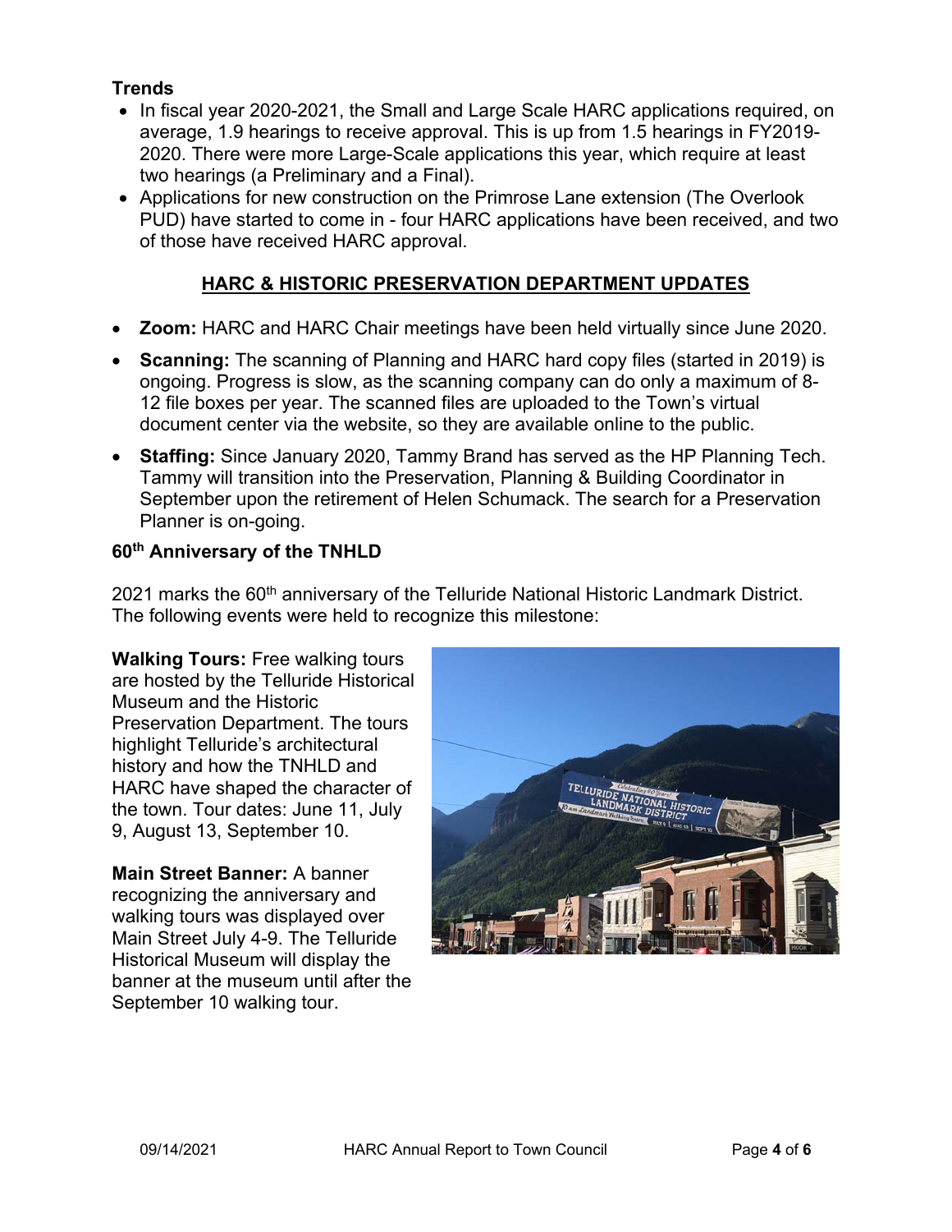**Trends**

- In fiscal year 2020-2021, the Small and Large Scale HARC applications required, on average, 1.9 hearings to receive approval. This is up from 1.5 hearings in FY2019-2020. There were more Large-Scale applications this year, which require at least two hearings (a Preliminary and a Final).
- Applications for new construction on the Primrose Lane extension (The Overlook PUD) have started to come in - four HARC applications have been received, and two of those have received HARC approval.

## HARC & HISTORIC PRESERVATION DEPARTMENT UPDATES

- **Zoom:** HARC and HARC Chair meetings have been held virtually since June 2020.
- **Scanning:** The scanning of Planning and HARC hard copy files (started in 2019) is ongoing. Progress is slow, as the scanning company can do only a maximum of 8-12 file boxes per year. The scanned files are uploaded to the Town's virtual document center via the website, so they are available online to the public.
- **Staffing:** Since January 2020, Tammy Brand has served as the HP Planning Tech. Tammy will transition into the Preservation, Planning & Building Coordinator in September upon the retirement of Helen Schumack. The search for a Preservation Planner is on-going.

**60th Anniversary of the TNHLD**

2021 marks the 60th anniversary of the Telluride National Historic Landmark District. The following events were held to recognize this milestone:

**Walking Tours:** Free walking tours are hosted by the Telluride Historical Museum and the Historic Preservation Department. The tours highlight Telluride's architectural history and how the TNHLD and HARC have shaped the character of the town. Tour dates: June 11, July 9, August 13, September 10.

**Main Street Banner:** A banner recognizing the anniversary and walking tours was displayed over Main Street July 4-9. The Telluride Historical Museum will display the banner at the museum until after the September 10 walking tour.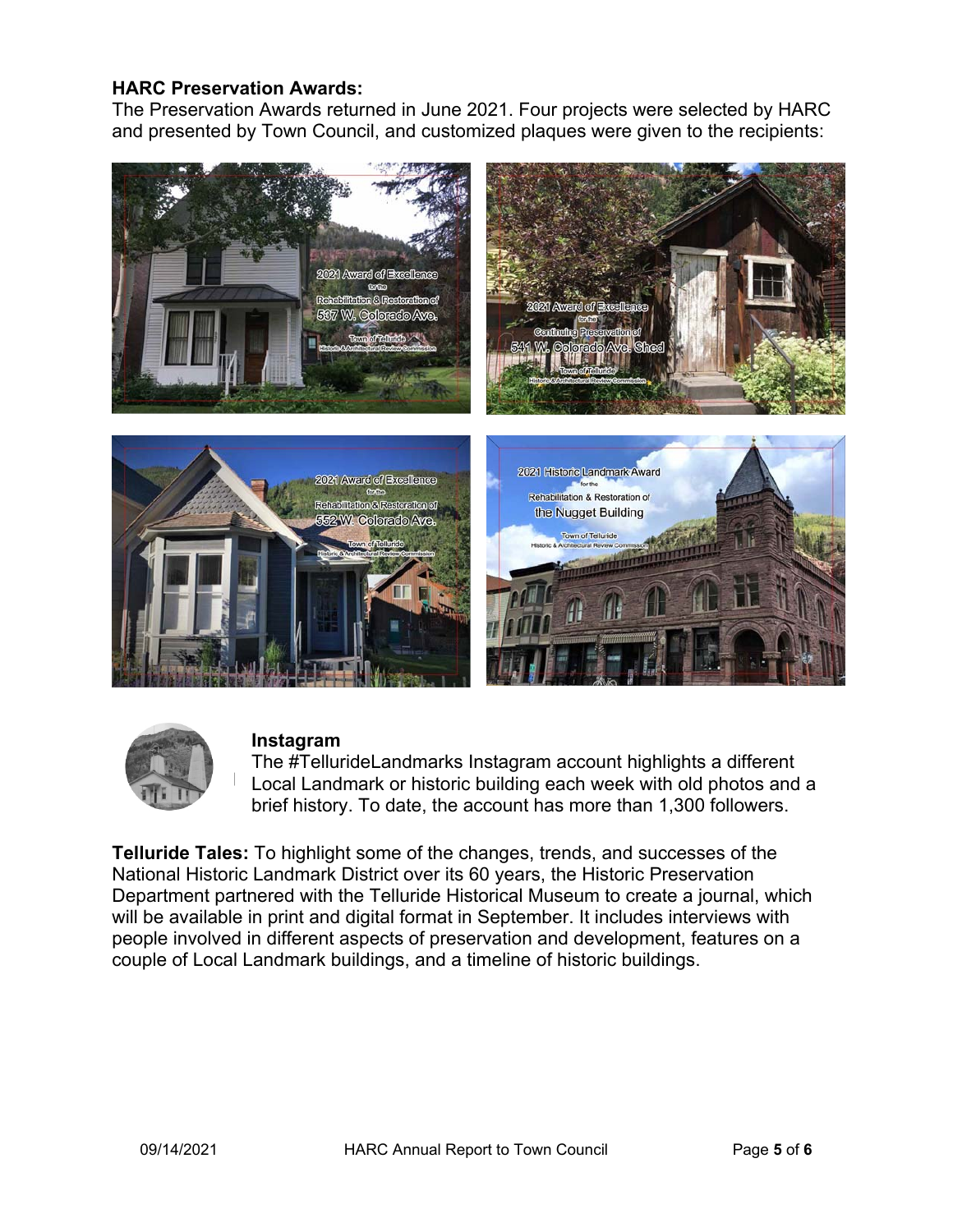**HARC Preservation Awards:**
The Preservation Awards returned in June 2021. Four projects were selected by HARC and presented by Town Council, and customized plaques were given to the recipients:

2021 Award of Excellence for the Rehabilitation & Restoration of 537 W. Colorado Ave. Town of Telluride Historic & Architectural Review Commission

2021 Award of Excellence for the Continuing Preservation of 541 W. Colorado Ave. Shed Town of Telluride Historic & Architectural Review Commission

2021 Award of Excellence for the Rehabilitation & Restoration of 552 W. Colorado Ave. Town of Telluride Historic & Architectural Review Commission

2021 Historic Landmark Award for the Rehabilitation & Restoration of the Nugget Building Town of Telluride Historic & Architectural Review Commission

**Instagram**
The #TellurideLandmarks Instagram account highlights a different Local Landmark or historic building each week with old photos and a brief history. To date, the account has more than 1,300 followers.

**Telluride Tales:** To highlight some of the changes, trends, and successes of the National Historic Landmark District over its 60 years, the Historic Preservation Department partnered with the Telluride Historical Museum to create a journal, which will be available in print and digital format in September. It includes interviews with people involved in different aspects of preservation and development, features on a couple of Local Landmark buildings, and a timeline of historic buildings.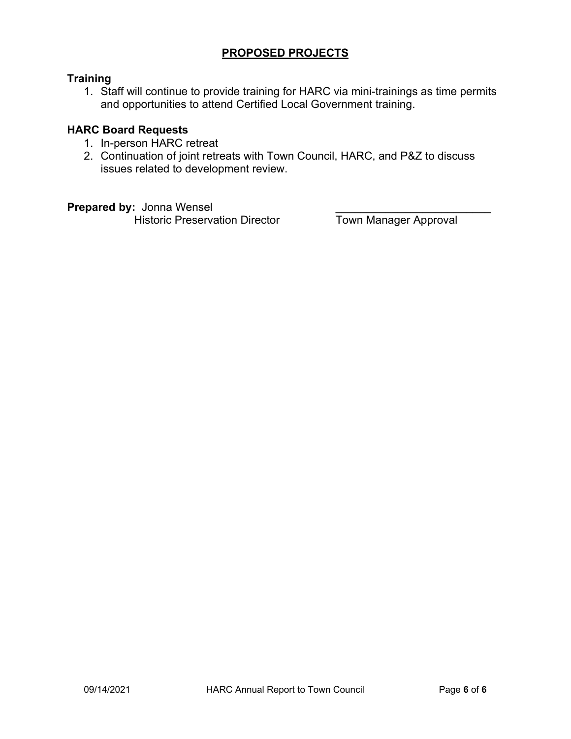## PROPOSED PROJECTS

### Training

1. Staff will continue to provide training for HARC via mini-trainings as time permits and opportunities to attend Certified Local Government training.

### HARC Board Requests

1. In-person HARC retreat
2. Continuation of joint retreats with Town Council, HARC, and P&Z to discuss issues related to development review.

**Prepared by:** Jonna Wensel
Historic Preservation Director

_________________________
Town Manager Approval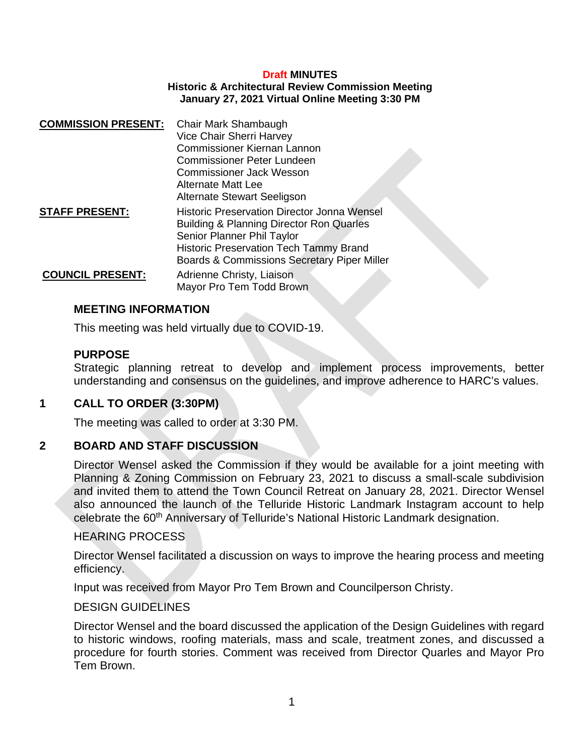**Draft MINUTES**
**Historic & Architectural Review Commission Meeting**
**January 27, 2021 Virtual Online Meeting 3:30 PM**

| | |
|---|---|
| **COMMISSION PRESENT:** | Chair Mark Shambaugh<br>Vice Chair Sherri Harvey<br>Commissioner Kiernan Lannon<br>Commissioner Peter Lundeen<br>Commissioner Jack Wesson<br>Alternate Matt Lee<br>Alternate Stewart Seeligson |
| **STAFF PRESENT:** | Historic Preservation Director Jonna Wensel<br>Building & Planning Director Ron Quarles<br>Senior Planner Phil Taylor<br>Historic Preservation Tech Tammy Brand<br>Boards & Commissions Secretary Piper Miller |
| **COUNCIL PRESENT:** | Adrienne Christy, Liaison<br>Mayor Pro Tem Todd Brown |

### MEETING INFORMATION

This meeting was held virtually due to COVID-19.

### PURPOSE

Strategic planning retreat to develop and implement process improvements, better understanding and consensus on the guidelines, and improve adherence to HARC's values.

## 1 CALL TO ORDER (3:30PM)

The meeting was called to order at 3:30 PM.

## 2 BOARD AND STAFF DISCUSSION

Director Wensel asked the Commission if they would be available for a joint meeting with Planning & Zoning Commission on February 23, 2021 to discuss a small-scale subdivision and invited them to attend the Town Council Retreat on January 28, 2021. Director Wensel also announced the launch of the Telluride Historic Landmark Instagram account to help celebrate the 60th Anniversary of Telluride's National Historic Landmark designation.

HEARING PROCESS

Director Wensel facilitated a discussion on ways to improve the hearing process and meeting efficiency.

Input was received from Mayor Pro Tem Brown and Councilperson Christy.

DESIGN GUIDELINES

Director Wensel and the board discussed the application of the Design Guidelines with regard to historic windows, roofing materials, mass and scale, treatment zones, and discussed a procedure for fourth stories. Comment was received from Director Quarles and Mayor Pro Tem Brown.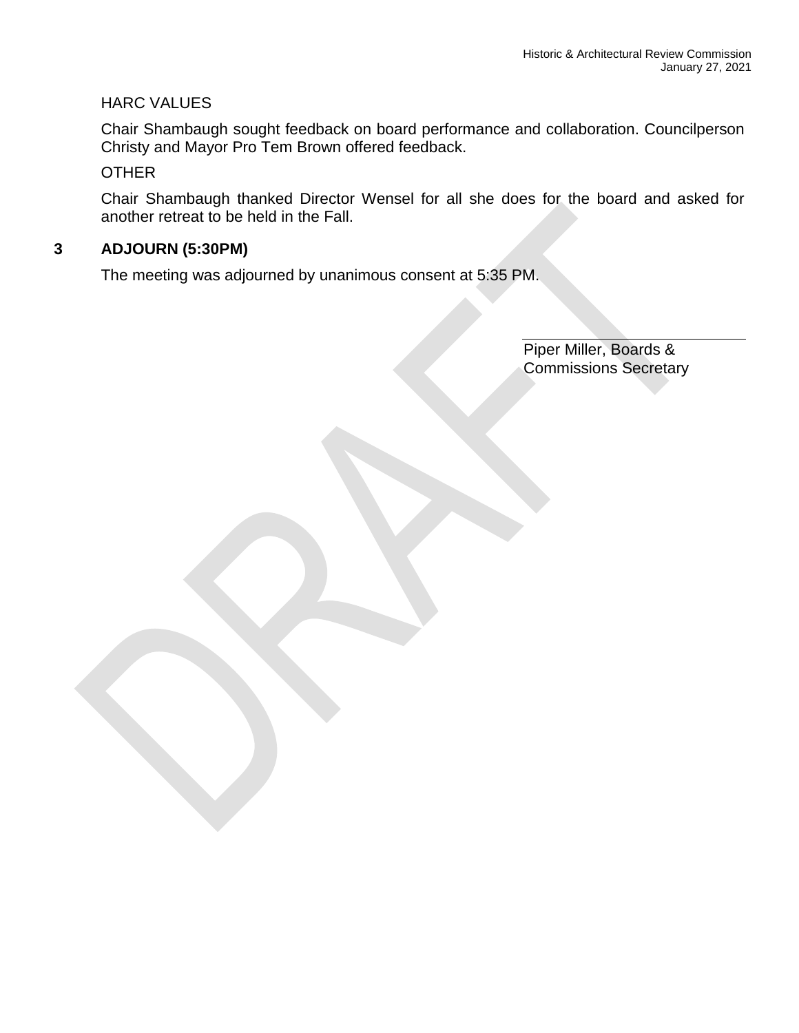HARC VALUES

Chair Shambaugh sought feedback on board performance and collaboration. Councilperson Christy and Mayor Pro Tem Brown offered feedback.

OTHER

Chair Shambaugh thanked Director Wensel for all she does for the board and asked for another retreat to be held in the Fall.

## 3 ADJOURN (5:30PM)

The meeting was adjourned by unanimous consent at 5:35 PM.

Piper Miller, Boards & Commissions Secretary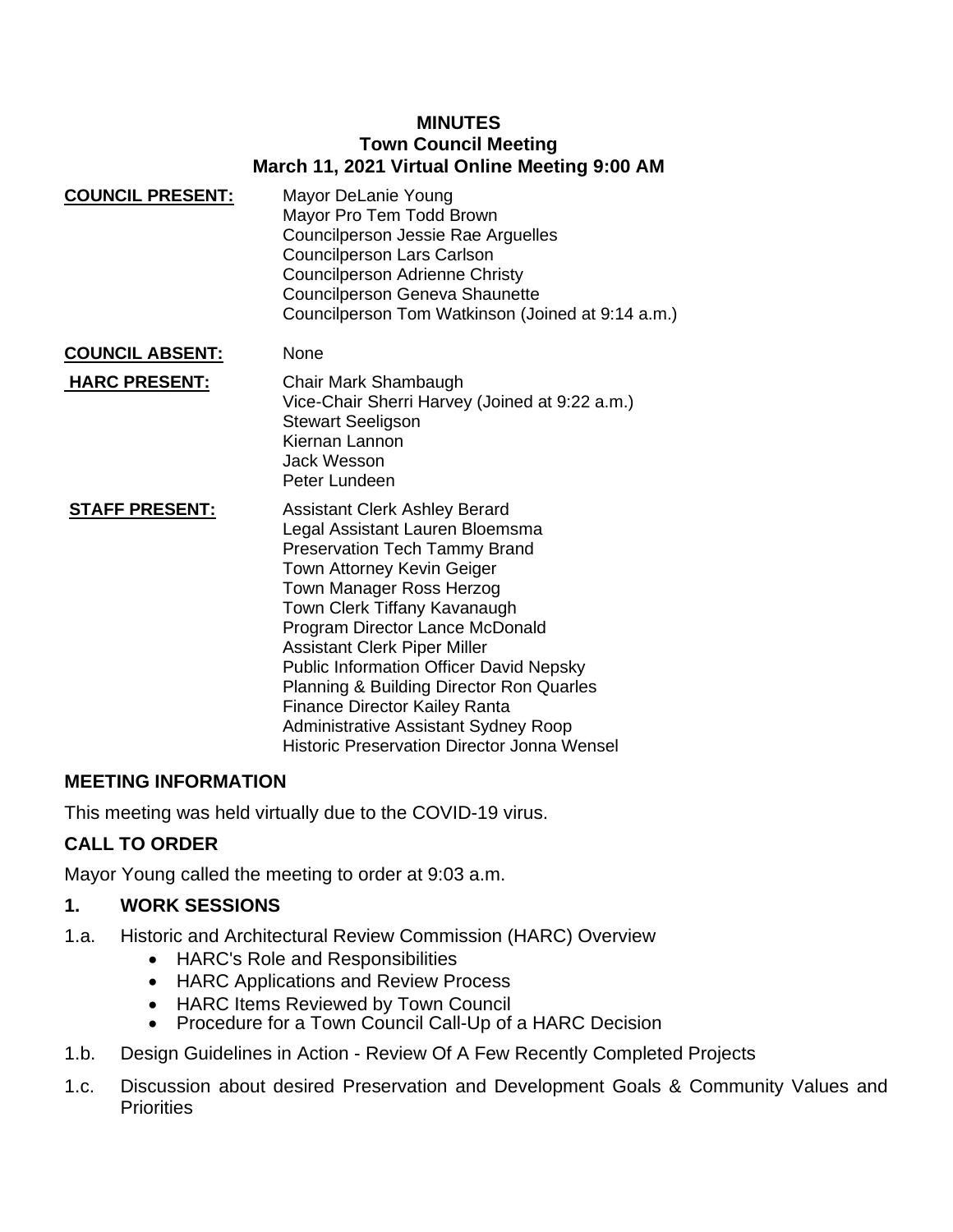**MINUTES**
**Town Council Meeting**
**March 11, 2021 Virtual Online Meeting 9:00 AM**

**COUNCIL PRESENT:**
Mayor DeLanie Young
Mayor Pro Tem Todd Brown
Councilperson Jessie Rae Arguelles
Councilperson Lars Carlson
Councilperson Adrienne Christy
Councilperson Geneva Shaunette
Councilperson Tom Watkinson (Joined at 9:14 a.m.)

**COUNCIL ABSENT:** None

**HARC PRESENT:**
Chair Mark Shambaugh
Vice-Chair Sherri Harvey (Joined at 9:22 a.m.)
Stewart Seeligson
Kiernan Lannon
Jack Wesson
Peter Lundeen

**STAFF PRESENT:**
Assistant Clerk Ashley Berard
Legal Assistant Lauren Bloemsma
Preservation Tech Tammy Brand
Town Attorney Kevin Geiger
Town Manager Ross Herzog
Town Clerk Tiffany Kavanaugh
Program Director Lance McDonald
Assistant Clerk Piper Miller
Public Information Officer David Nepsky
Planning & Building Director Ron Quarles
Finance Director Kailey Ranta
Administrative Assistant Sydney Roop
Historic Preservation Director Jonna Wensel

## MEETING INFORMATION

This meeting was held virtually due to the COVID-19 virus.

## CALL TO ORDER

Mayor Young called the meeting to order at 9:03 a.m.

## 1. WORK SESSIONS

1.a. Historic and Architectural Review Commission (HARC) Overview
- HARC's Role and Responsibilities
- HARC Applications and Review Process
- HARC Items Reviewed by Town Council
- Procedure for a Town Council Call-Up of a HARC Decision

1.b. Design Guidelines in Action - Review Of A Few Recently Completed Projects

1.c. Discussion about desired Preservation and Development Goals & Community Values and Priorities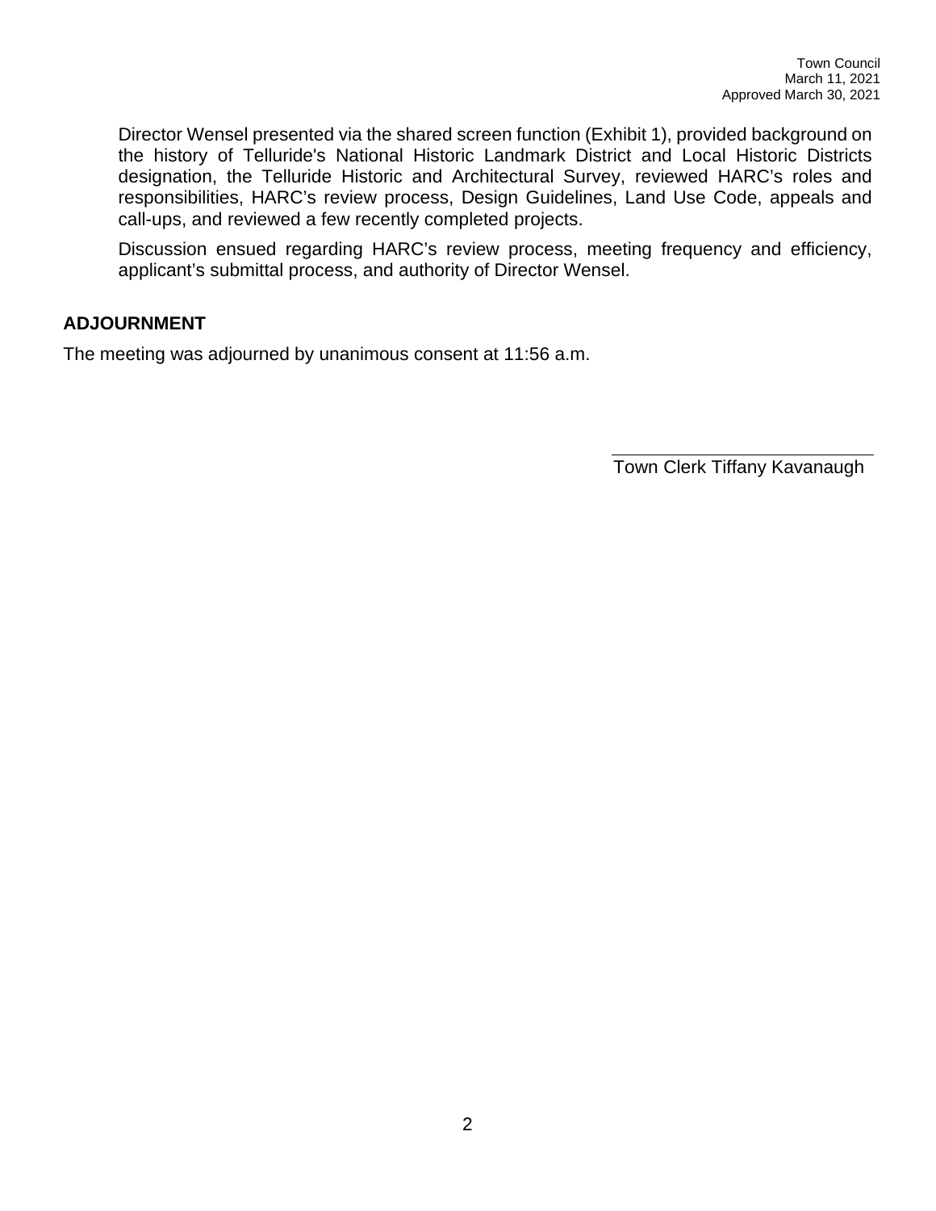Director Wensel presented via the shared screen function (Exhibit 1), provided background on the history of Telluride's National Historic Landmark District and Local Historic Districts designation, the Telluride Historic and Architectural Survey, reviewed HARC's roles and responsibilities, HARC's review process, Design Guidelines, Land Use Code, appeals and call-ups, and reviewed a few recently completed projects.

Discussion ensued regarding HARC's review process, meeting frequency and efficiency, applicant's submittal process, and authority of Director Wensel.

## ADJOURNMENT

The meeting was adjourned by unanimous consent at 11:56 a.m.

Town Clerk Tiffany Kavanaugh